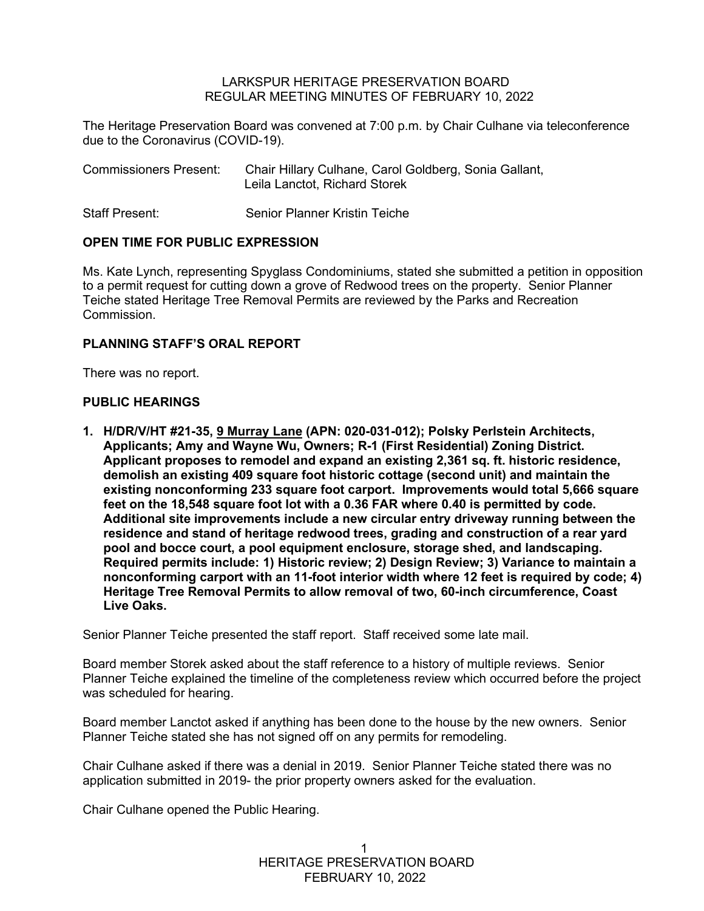LARKSPUR HERITAGE PRESERVATION BOARD
REGULAR MEETING MINUTES OF FEBRUARY 10, 2022

The Heritage Preservation Board was convened at 7:00 p.m. by Chair Culhane via teleconference due to the Coronavirus (COVID-19).

Commissioners Present: Chair Hillary Culhane, Carol Goldberg, Sonia Gallant, Leila Lanctot, Richard Storek

Staff Present: Senior Planner Kristin Teiche

**OPEN TIME FOR PUBLIC EXPRESSION**

Ms. Kate Lynch, representing Spyglass Condominiums, stated she submitted a petition in opposition to a permit request for cutting down a grove of Redwood trees on the property. Senior Planner Teiche stated Heritage Tree Removal Permits are reviewed by the Parks and Recreation Commission.

**PLANNING STAFF'S ORAL REPORT**

There was no report.

**PUBLIC HEARINGS**

**1. H/DR/V/HT #21-35, <u>9 Murray Lane</u> (APN: 020-031-012); Polsky Perlstein Architects, Applicants; Amy and Wayne Wu, Owners; R-1 (First Residential) Zoning District. Applicant proposes to remodel and expand an existing 2,361 sq. ft. historic residence, demolish an existing 409 square foot historic cottage (second unit) and maintain the existing nonconforming 233 square foot carport. Improvements would total 5,666 square feet on the 18,548 square foot lot with a 0.36 FAR where 0.40 is permitted by code. Additional site improvements include a new circular entry driveway running between the residence and stand of heritage redwood trees, grading and construction of a rear yard pool and bocce court, a pool equipment enclosure, storage shed, and landscaping. Required permits include: 1) Historic review; 2) Design Review; 3) Variance to maintain a nonconforming carport with an 11-foot interior width where 12 feet is required by code; 4) Heritage Tree Removal Permits to allow removal of two, 60-inch circumference, Coast Live Oaks.**

Senior Planner Teiche presented the staff report. Staff received some late mail.

Board member Storek asked about the staff reference to a history of multiple reviews. Senior Planner Teiche explained the timeline of the completeness review which occurred before the project was scheduled for hearing.

Board member Lanctot asked if anything has been done to the house by the new owners. Senior Planner Teiche stated she has not signed off on any permits for remodeling.

Chair Culhane asked if there was a denial in 2019. Senior Planner Teiche stated there was no application submitted in 2019- the prior property owners asked for the evaluation.

Chair Culhane opened the Public Hearing.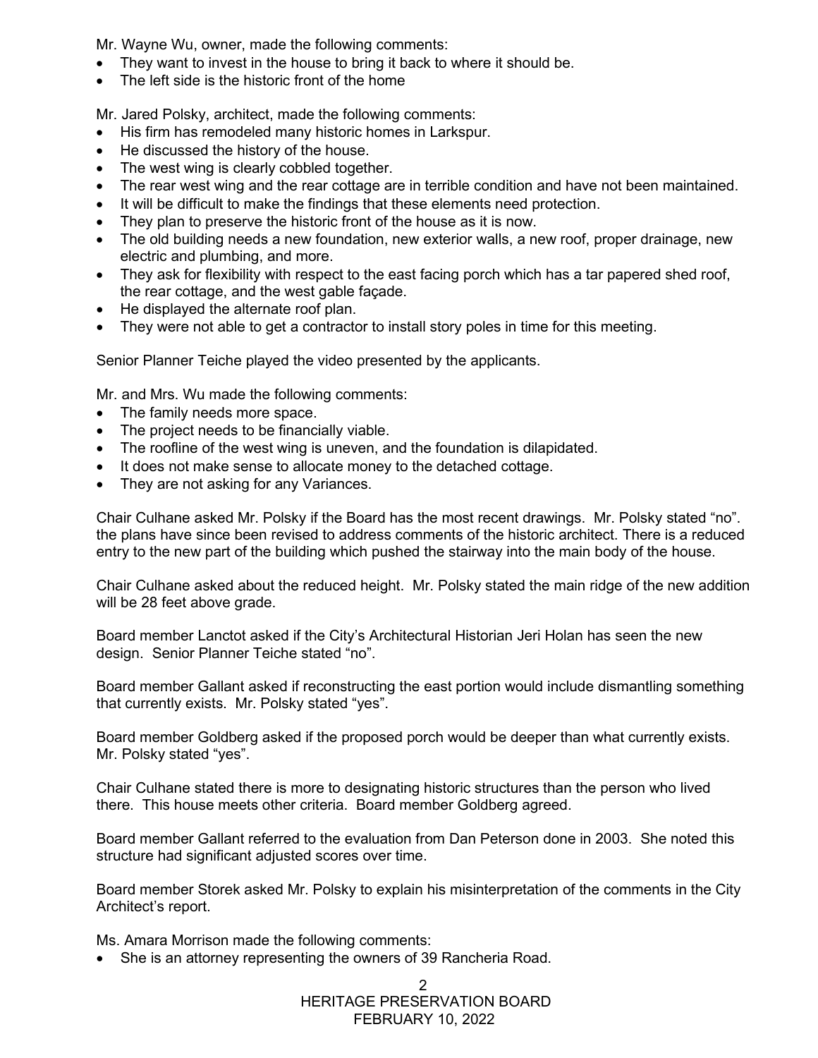Mr. Wayne Wu, owner, made the following comments:

- They want to invest in the house to bring it back to where it should be.
- The left side is the historic front of the home

Mr. Jared Polsky, architect, made the following comments:

- His firm has remodeled many historic homes in Larkspur.
- He discussed the history of the house.
- The west wing is clearly cobbled together.
- The rear west wing and the rear cottage are in terrible condition and have not been maintained.
- It will be difficult to make the findings that these elements need protection.
- They plan to preserve the historic front of the house as it is now.
- The old building needs a new foundation, new exterior walls, a new roof, proper drainage, new electric and plumbing, and more.
- They ask for flexibility with respect to the east facing porch which has a tar papered shed roof, the rear cottage, and the west gable façade.
- He displayed the alternate roof plan.
- They were not able to get a contractor to install story poles in time for this meeting.

Senior Planner Teiche played the video presented by the applicants.

Mr. and Mrs. Wu made the following comments:

- The family needs more space.
- The project needs to be financially viable.
- The roofline of the west wing is uneven, and the foundation is dilapidated.
- It does not make sense to allocate money to the detached cottage.
- They are not asking for any Variances.

Chair Culhane asked Mr. Polsky if the Board has the most recent drawings. Mr. Polsky stated "no". the plans have since been revised to address comments of the historic architect. There is a reduced entry to the new part of the building which pushed the stairway into the main body of the house.

Chair Culhane asked about the reduced height. Mr. Polsky stated the main ridge of the new addition will be 28 feet above grade.

Board member Lanctot asked if the City's Architectural Historian Jeri Holan has seen the new design. Senior Planner Teiche stated "no".

Board member Gallant asked if reconstructing the east portion would include dismantling something that currently exists. Mr. Polsky stated "yes".

Board member Goldberg asked if the proposed porch would be deeper than what currently exists. Mr. Polsky stated "yes".

Chair Culhane stated there is more to designating historic structures than the person who lived there. This house meets other criteria. Board member Goldberg agreed.

Board member Gallant referred to the evaluation from Dan Peterson done in 2003. She noted this structure had significant adjusted scores over time.

Board member Storek asked Mr. Polsky to explain his misinterpretation of the comments in the City Architect's report.

Ms. Amara Morrison made the following comments:

- She is an attorney representing the owners of 39 Rancheria Road.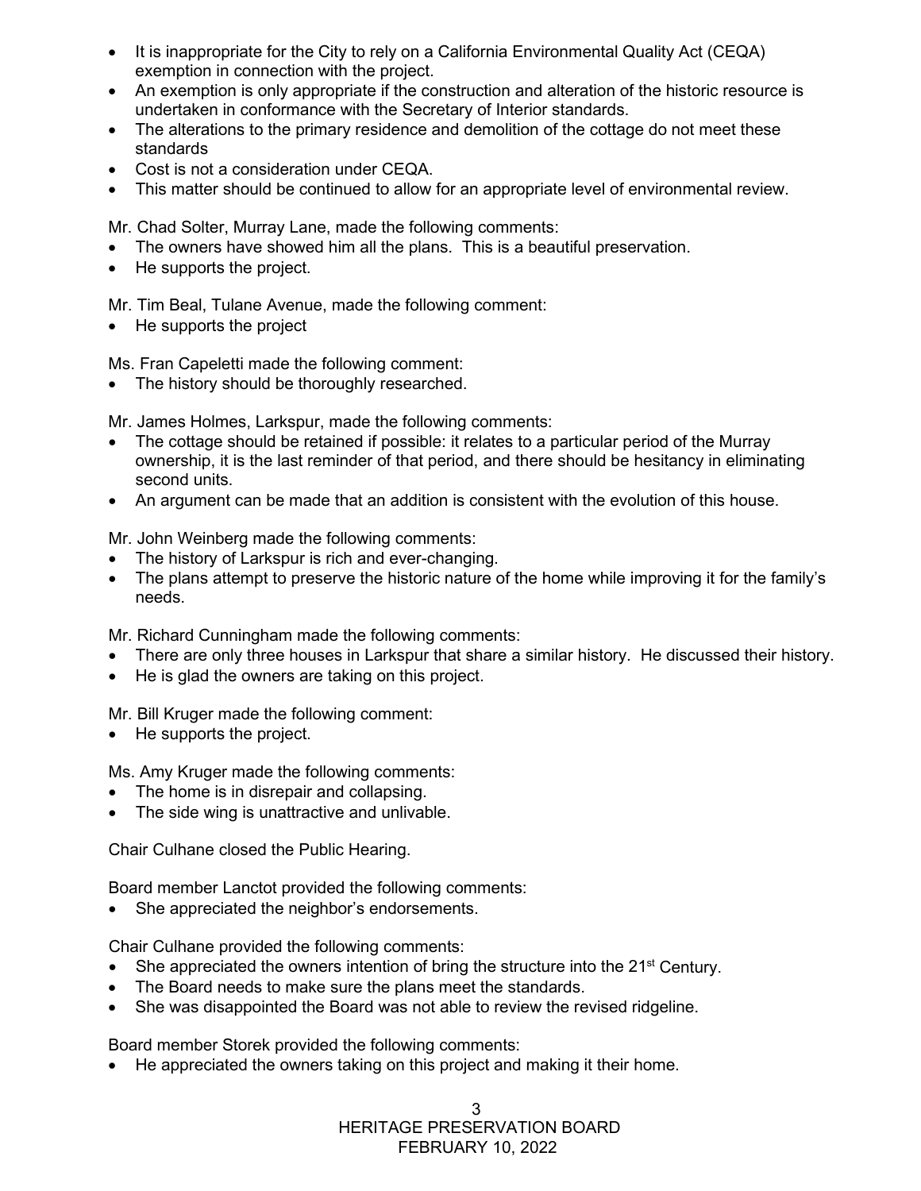- It is inappropriate for the City to rely on a California Environmental Quality Act (CEQA) exemption in connection with the project.
- An exemption is only appropriate if the construction and alteration of the historic resource is undertaken in conformance with the Secretary of Interior standards.
- The alterations to the primary residence and demolition of the cottage do not meet these standards
- Cost is not a consideration under CEQA.
- This matter should be continued to allow for an appropriate level of environmental review.

Mr. Chad Solter, Murray Lane, made the following comments:

- The owners have showed him all the plans. This is a beautiful preservation.
- He supports the project.

Mr. Tim Beal, Tulane Avenue, made the following comment:

- He supports the project

Ms. Fran Capeletti made the following comment:

- The history should be thoroughly researched.

Mr. James Holmes, Larkspur, made the following comments:

- The cottage should be retained if possible: it relates to a particular period of the Murray ownership, it is the last reminder of that period, and there should be hesitancy in eliminating second units.
- An argument can be made that an addition is consistent with the evolution of this house.

Mr. John Weinberg made the following comments:

- The history of Larkspur is rich and ever-changing.
- The plans attempt to preserve the historic nature of the home while improving it for the family's needs.

Mr. Richard Cunningham made the following comments:

- There are only three houses in Larkspur that share a similar history. He discussed their history.
- He is glad the owners are taking on this project.

Mr. Bill Kruger made the following comment:

- He supports the project.

Ms. Amy Kruger made the following comments:

- The home is in disrepair and collapsing.
- The side wing is unattractive and unlivable.

Chair Culhane closed the Public Hearing.

Board member Lanctot provided the following comments:

- She appreciated the neighbor's endorsements.

Chair Culhane provided the following comments:

- She appreciated the owners intention of bring the structure into the 21st Century.
- The Board needs to make sure the plans meet the standards.
- She was disappointed the Board was not able to review the revised ridgeline.

Board member Storek provided the following comments:

- He appreciated the owners taking on this project and making it their home.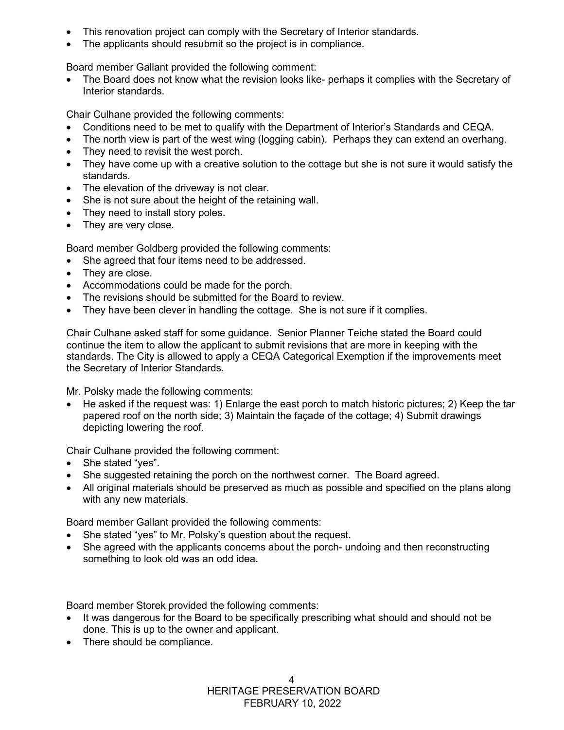- This renovation project can comply with the Secretary of Interior standards.
- The applicants should resubmit so the project is in compliance.

Board member Gallant provided the following comment:

- The Board does not know what the revision looks like- perhaps it complies with the Secretary of Interior standards.

Chair Culhane provided the following comments:

- Conditions need to be met to qualify with the Department of Interior's Standards and CEQA.
- The north view is part of the west wing (logging cabin). Perhaps they can extend an overhang.
- They need to revisit the west porch.
- They have come up with a creative solution to the cottage but she is not sure it would satisfy the standards.
- The elevation of the driveway is not clear.
- She is not sure about the height of the retaining wall.
- They need to install story poles.
- They are very close.

Board member Goldberg provided the following comments:

- She agreed that four items need to be addressed.
- They are close.
- Accommodations could be made for the porch.
- The revisions should be submitted for the Board to review.
- They have been clever in handling the cottage. She is not sure if it complies.

Chair Culhane asked staff for some guidance. Senior Planner Teiche stated the Board could continue the item to allow the applicant to submit revisions that are more in keeping with the standards. The City is allowed to apply a CEQA Categorical Exemption if the improvements meet the Secretary of Interior Standards.

Mr. Polsky made the following comments:

- He asked if the request was: 1) Enlarge the east porch to match historic pictures; 2) Keep the tar papered roof on the north side; 3) Maintain the façade of the cottage; 4) Submit drawings depicting lowering the roof.

Chair Culhane provided the following comment:

- She stated "yes".
- She suggested retaining the porch on the northwest corner. The Board agreed.
- All original materials should be preserved as much as possible and specified on the plans along with any new materials.

Board member Gallant provided the following comments:

- She stated "yes" to Mr. Polsky's question about the request.
- She agreed with the applicants concerns about the porch- undoing and then reconstructing something to look old was an odd idea.

Board member Storek provided the following comments:

- It was dangerous for the Board to be specifically prescribing what should and should not be done. This is up to the owner and applicant.
- There should be compliance.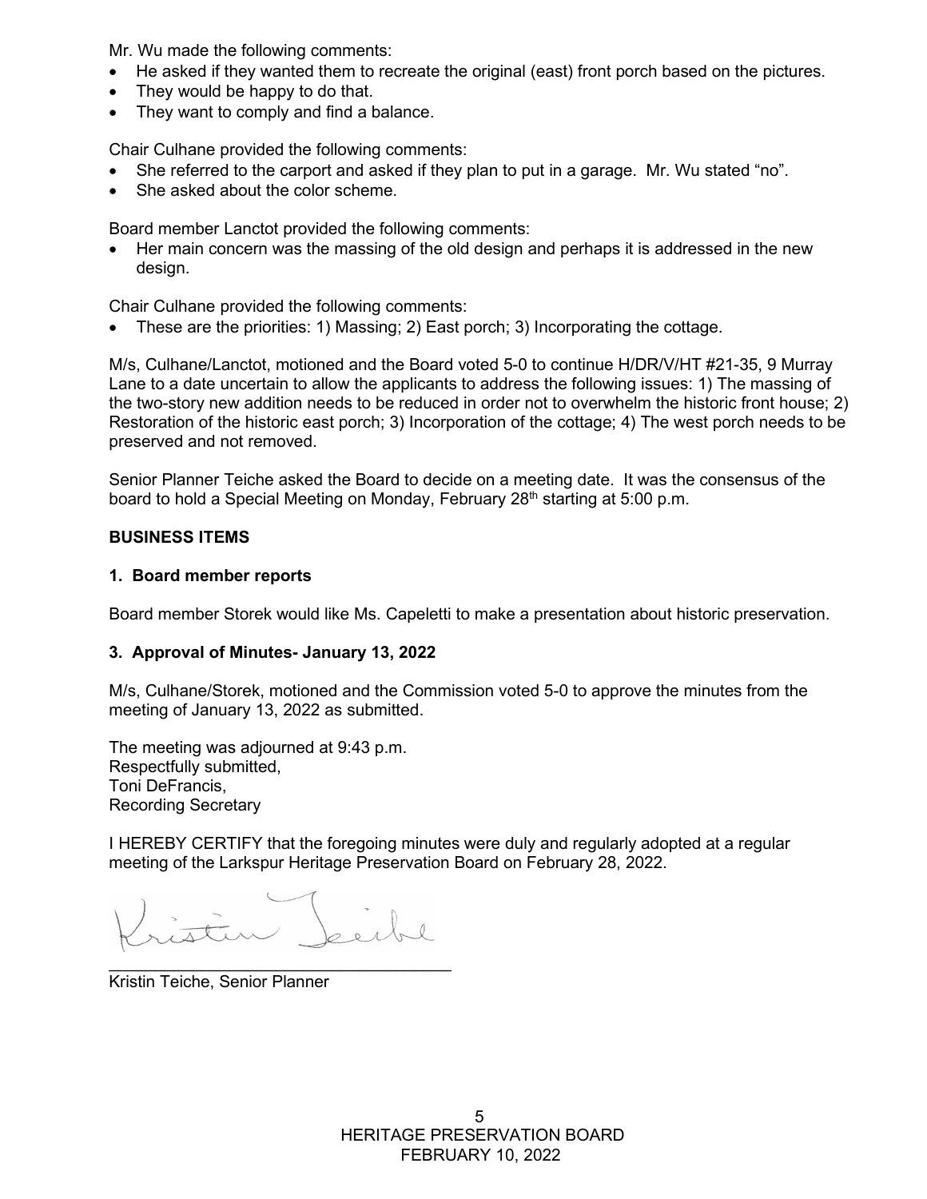Mr. Wu made the following comments:

- He asked if they wanted them to recreate the original (east) front porch based on the pictures.
- They would be happy to do that.
- They want to comply and find a balance.

Chair Culhane provided the following comments:

- She referred to the carport and asked if they plan to put in a garage. Mr. Wu stated "no".
- She asked about the color scheme.

Board member Lanctot provided the following comments:

- Her main concern was the massing of the old design and perhaps it is addressed in the new design.

Chair Culhane provided the following comments:

- These are the priorities: 1) Massing; 2) East porch; 3) Incorporating the cottage.

M/s, Culhane/Lanctot, motioned and the Board voted 5-0 to continue H/DR/V/HT #21-35, 9 Murray Lane to a date uncertain to allow the applicants to address the following issues: 1) The massing of the two-story new addition needs to be reduced in order not to overwhelm the historic front house; 2) Restoration of the historic east porch; 3) Incorporation of the cottage; 4) The west porch needs to be preserved and not removed.

Senior Planner Teiche asked the Board to decide on a meeting date. It was the consensus of the board to hold a Special Meeting on Monday, February 28th starting at 5:00 p.m.

**BUSINESS ITEMS**

**1. Board member reports**

Board member Storek would like Ms. Capeletti to make a presentation about historic preservation.

**3. Approval of Minutes- January 13, 2022**

M/s, Culhane/Storek, motioned and the Commission voted 5-0 to approve the minutes from the meeting of January 13, 2022 as submitted.

The meeting was adjourned at 9:43 p.m.
Respectfully submitted,
Toni DeFrancis,
Recording Secretary

I HEREBY CERTIFY that the foregoing minutes were duly and regularly adopted at a regular meeting of the Larkspur Heritage Preservation Board on February 28, 2022.

Kristin Teiche

\_\_\_\_\_\_\_\_\_\_\_\_\_\_\_\_\_\_\_\_\_\_\_\_\_\_\_\_\_\_\_\_\_\_\_\_\_\_

Kristin Teiche, Senior Planner